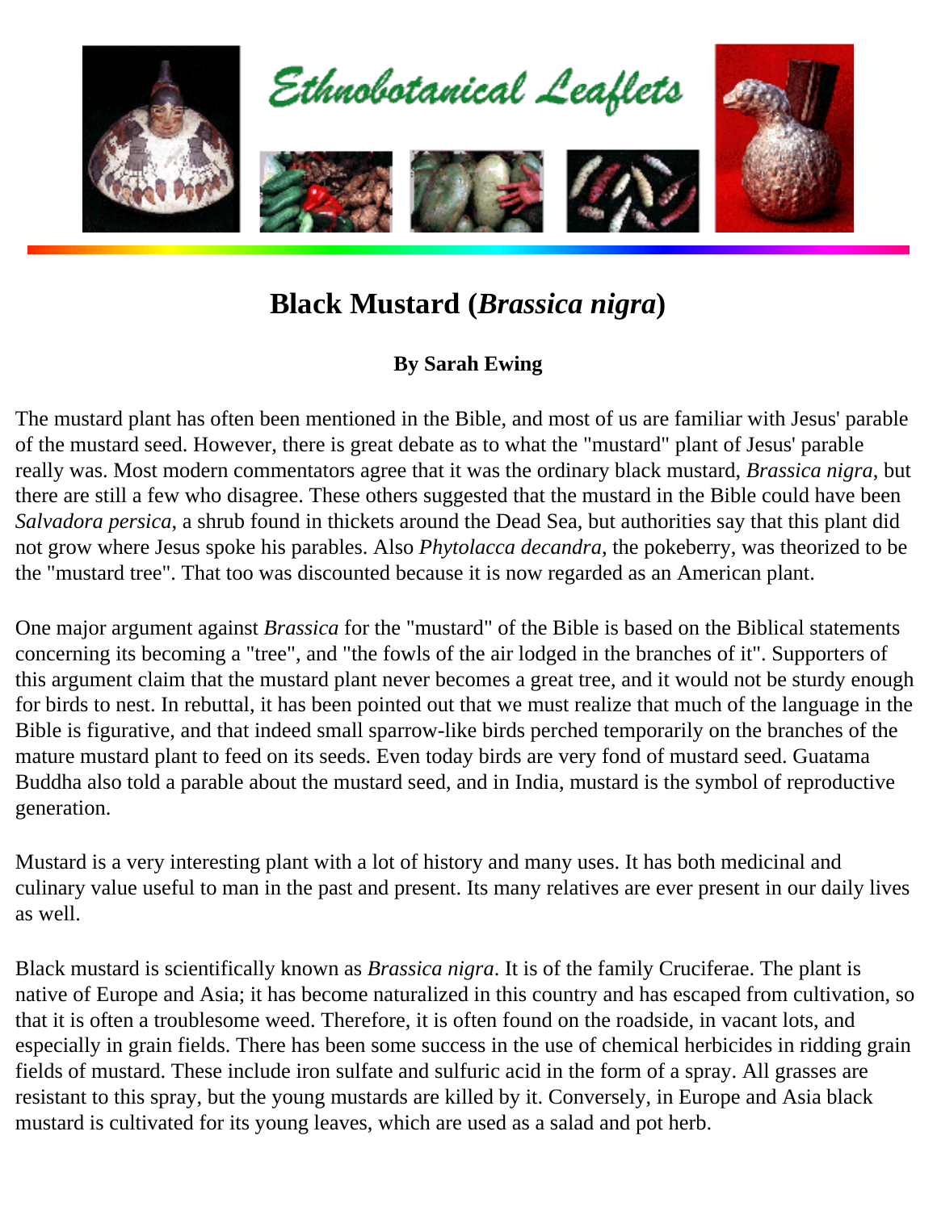# Black Mustard (*Brassica nigra*)

**By Sarah Ewing**

The mustard plant has often been mentioned in the Bible, and most of us are familiar with Jesus' parable of the mustard seed. However, there is great debate as to what the "mustard" plant of Jesus' parable really was. Most modern commentators agree that it was the ordinary black mustard, *Brassica nigra*, but there are still a few who disagree. These others suggested that the mustard in the Bible could have been *Salvadora persica*, a shrub found in thickets around the Dead Sea, but authorities say that this plant did not grow where Jesus spoke his parables. Also *Phytolacca decandra*, the pokeberry, was theorized to be the "mustard tree". That too was discounted because it is now regarded as an American plant.

One major argument against *Brassica* for the "mustard" of the Bible is based on the Biblical statements concerning its becoming a "tree", and "the fowls of the air lodged in the branches of it". Supporters of this argument claim that the mustard plant never becomes a great tree, and it would not be sturdy enough for birds to nest. In rebuttal, it has been pointed out that we must realize that much of the language in the Bible is figurative, and that indeed small sparrow-like birds perched temporarily on the branches of the mature mustard plant to feed on its seeds. Even today birds are very fond of mustard seed. Guatama Buddha also told a parable about the mustard seed, and in India, mustard is the symbol of reproductive generation.

Mustard is a very interesting plant with a lot of history and many uses. It has both medicinal and culinary value useful to man in the past and present. Its many relatives are ever present in our daily lives as well.

Black mustard is scientifically known as *Brassica nigra*. It is of the family Cruciferae. The plant is native of Europe and Asia; it has become naturalized in this country and has escaped from cultivation, so that it is often a troublesome weed. Therefore, it is often found on the roadside, in vacant lots, and especially in grain fields. There has been some success in the use of chemical herbicides in ridding grain fields of mustard. These include iron sulfate and sulfuric acid in the form of a spray. All grasses are resistant to this spray, but the young mustards are killed by it. Conversely, in Europe and Asia black mustard is cultivated for its young leaves, which are used as a salad and pot herb.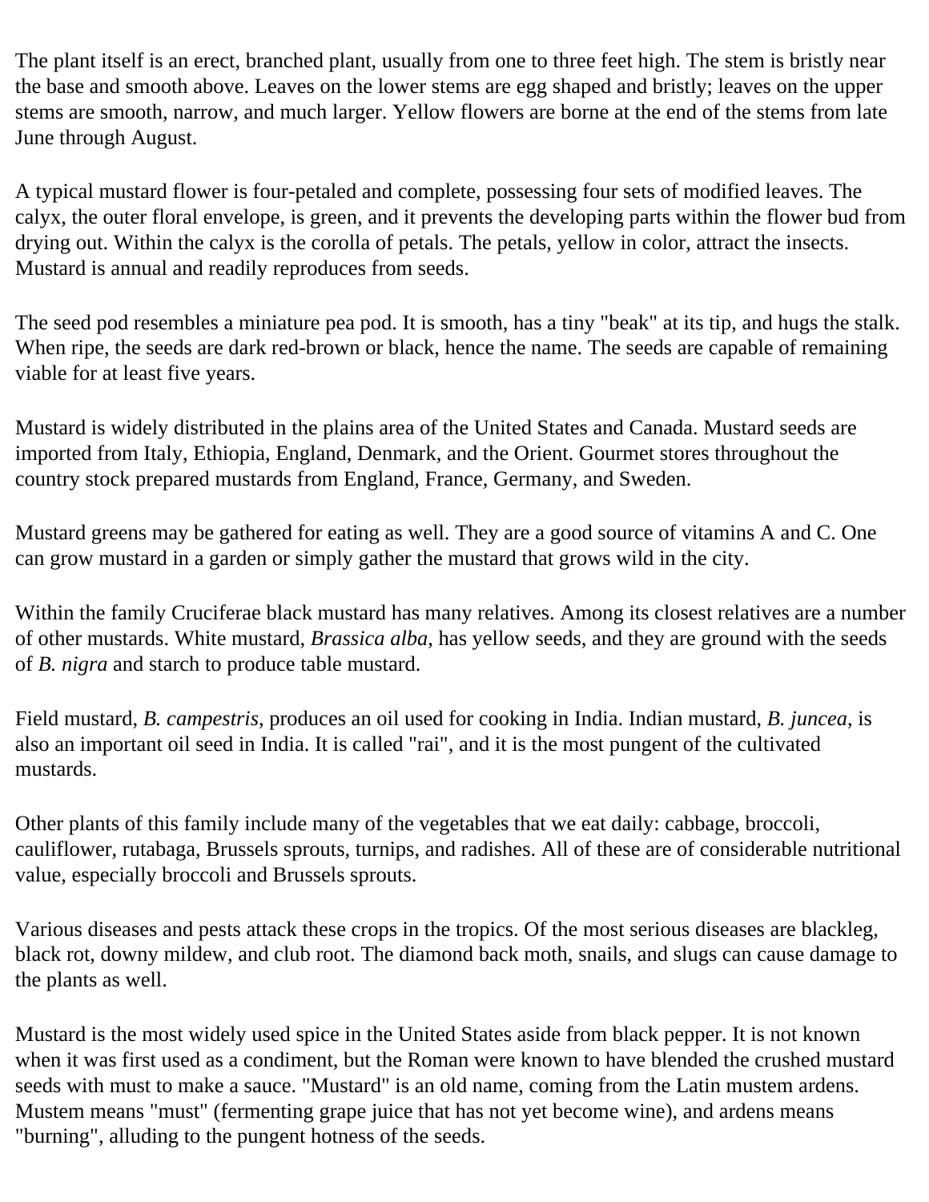The plant itself is an erect, branched plant, usually from one to three feet high. The stem is bristly near the base and smooth above. Leaves on the lower stems are egg shaped and bristly; leaves on the upper stems are smooth, narrow, and much larger. Yellow flowers are borne at the end of the stems from late June through August.

A typical mustard flower is four-petaled and complete, possessing four sets of modified leaves. The calyx, the outer floral envelope, is green, and it prevents the developing parts within the flower bud from drying out. Within the calyx is the corolla of petals. The petals, yellow in color, attract the insects. Mustard is annual and readily reproduces from seeds.

The seed pod resembles a miniature pea pod. It is smooth, has a tiny "beak" at its tip, and hugs the stalk. When ripe, the seeds are dark red-brown or black, hence the name. The seeds are capable of remaining viable for at least five years.

Mustard is widely distributed in the plains area of the United States and Canada. Mustard seeds are imported from Italy, Ethiopia, England, Denmark, and the Orient. Gourmet stores throughout the country stock prepared mustards from England, France, Germany, and Sweden.

Mustard greens may be gathered for eating as well. They are a good source of vitamins A and C. One can grow mustard in a garden or simply gather the mustard that grows wild in the city.

Within the family Cruciferae black mustard has many relatives. Among its closest relatives are a number of other mustards. White mustard, *Brassica alba*, has yellow seeds, and they are ground with the seeds of *B. nigra* and starch to produce table mustard.

Field mustard, *B. campestris*, produces an oil used for cooking in India. Indian mustard, *B. juncea*, is also an important oil seed in India. It is called "rai", and it is the most pungent of the cultivated mustards.

Other plants of this family include many of the vegetables that we eat daily: cabbage, broccoli, cauliflower, rutabaga, Brussels sprouts, turnips, and radishes. All of these are of considerable nutritional value, especially broccoli and Brussels sprouts.

Various diseases and pests attack these crops in the tropics. Of the most serious diseases are blackleg, black rot, downy mildew, and club root. The diamond back moth, snails, and slugs can cause damage to the plants as well.

Mustard is the most widely used spice in the United States aside from black pepper. It is not known when it was first used as a condiment, but the Roman were known to have blended the crushed mustard seeds with must to make a sauce. "Mustard" is an old name, coming from the Latin mustem ardens. Mustem means "must" (fermenting grape juice that has not yet become wine), and ardens means "burning", alluding to the pungent hotness of the seeds.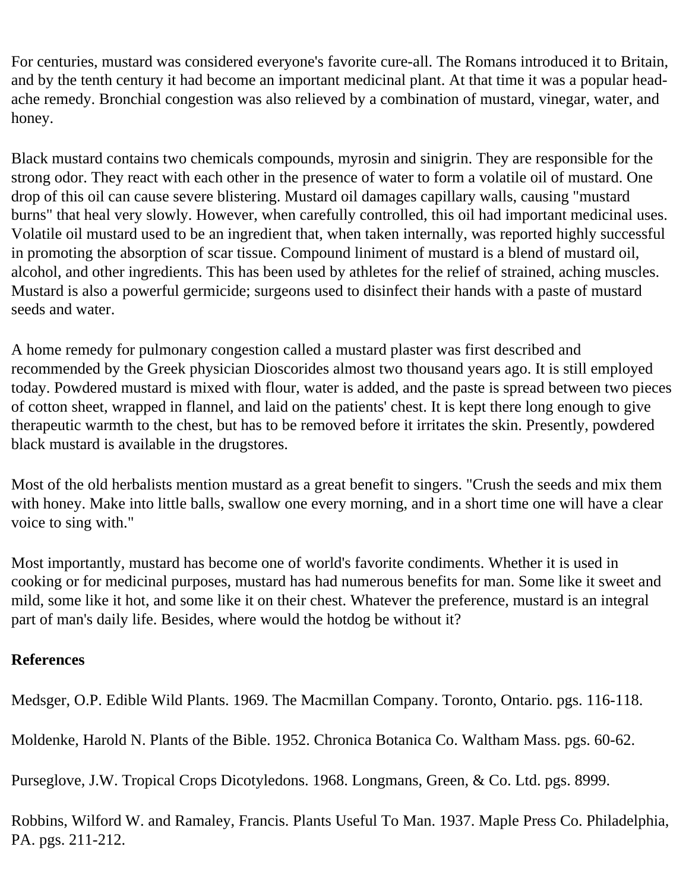For centuries, mustard was considered everyone's favorite cure-all. The Romans introduced it to Britain, and by the tenth century it had become an important medicinal plant. At that time it was a popular headache remedy. Bronchial congestion was also relieved by a combination of mustard, vinegar, water, and honey.

Black mustard contains two chemicals compounds, myrosin and sinigrin. They are responsible for the strong odor. They react with each other in the presence of water to form a volatile oil of mustard. One drop of this oil can cause severe blistering. Mustard oil damages capillary walls, causing "mustard burns" that heal very slowly. However, when carefully controlled, this oil had important medicinal uses. Volatile oil mustard used to be an ingredient that, when taken internally, was reported highly successful in promoting the absorption of scar tissue. Compound liniment of mustard is a blend of mustard oil, alcohol, and other ingredients. This has been used by athletes for the relief of strained, aching muscles. Mustard is also a powerful germicide; surgeons used to disinfect their hands with a paste of mustard seeds and water.

A home remedy for pulmonary congestion called a mustard plaster was first described and recommended by the Greek physician Dioscorides almost two thousand years ago. It is still employed today. Powdered mustard is mixed with flour, water is added, and the paste is spread between two pieces of cotton sheet, wrapped in flannel, and laid on the patients' chest. It is kept there long enough to give therapeutic warmth to the chest, but has to be removed before it irritates the skin. Presently, powdered black mustard is available in the drugstores.

Most of the old herbalists mention mustard as a great benefit to singers. "Crush the seeds and mix them with honey. Make into little balls, swallow one every morning, and in a short time one will have a clear voice to sing with."

Most importantly, mustard has become one of world's favorite condiments. Whether it is used in cooking or for medicinal purposes, mustard has had numerous benefits for man. Some like it sweet and mild, some like it hot, and some like it on their chest. Whatever the preference, mustard is an integral part of man's daily life. Besides, where would the hotdog be without it?

**References**

Medsger, O.P. Edible Wild Plants. 1969. The Macmillan Company. Toronto, Ontario. pgs. 116-118.

Moldenke, Harold N. Plants of the Bible. 1952. Chronica Botanica Co. Waltham Mass. pgs. 60-62.

Purseglove, J.W. Tropical Crops Dicotyledons. 1968. Longmans, Green, & Co. Ltd. pgs. 8999.

Robbins, Wilford W. and Ramaley, Francis. Plants Useful To Man. 1937. Maple Press Co. Philadelphia, PA. pgs. 211-212.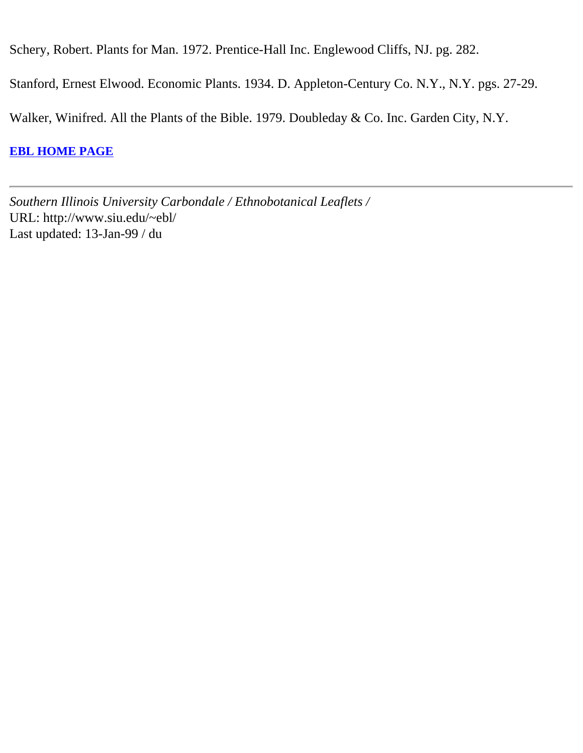Schery, Robert. Plants for Man. 1972. Prentice-Hall Inc. Englewood Cliffs, NJ. pg. 282.

Stanford, Ernest Elwood. Economic Plants. 1934. D. Appleton-Century Co. N.Y., N.Y. pgs. 27-29.

Walker, Winifred. All the Plants of the Bible. 1979. Doubleday & Co. Inc. Garden City, N.Y.

**EBL HOME PAGE**

---

*Southern Illinois University Carbondale / Ethnobotanical Leaflets /*
URL: http://www.siu.edu/~ebl/
Last updated: 13-Jan-99 / du